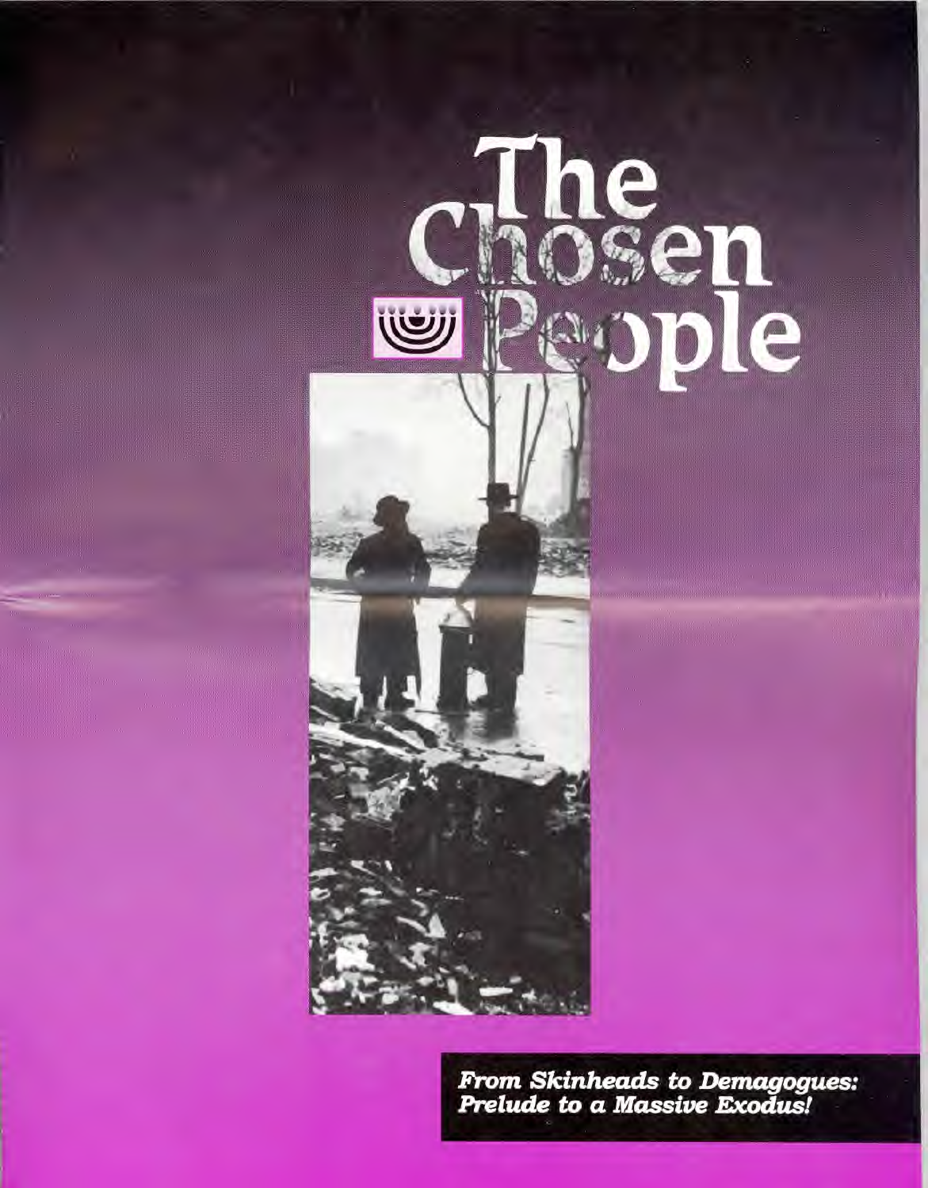# The Chosen People

***From Skinheads to Demagogues: Prelude to a Massive Exodus!***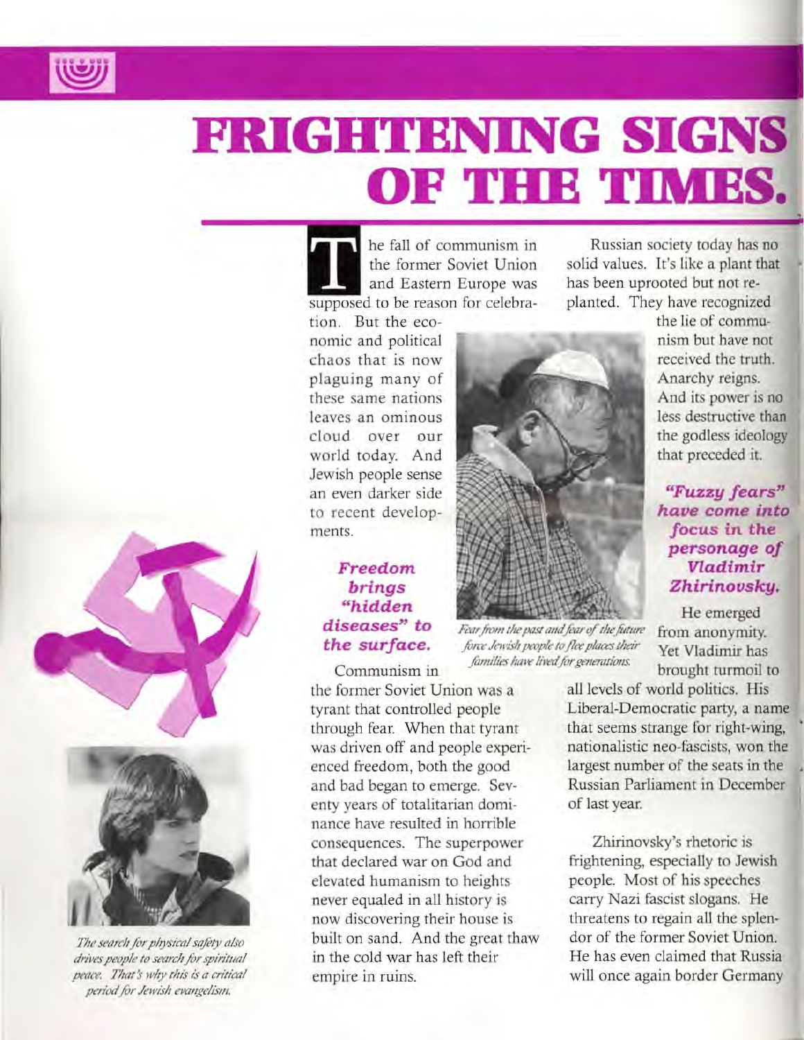# FRIGHTENING SIGNS OF THE TIMES.

The fall of communism in the former Soviet Union and Eastern Europe was supposed to be reason for celebration. But the economic and political chaos that is now plaguing many of these same nations leaves an ominous cloud over our world today. And Jewish people sense an even darker side to recent developments.

*Fear from the past and fear of the future force Jewish people to flee places their families have lived for generations.*

### *Freedom brings "hidden diseases" to the surface.*

Communism in the former Soviet Union was a tyrant that controlled people through fear. When that tyrant was driven off and people experienced freedom, both the good and bad began to emerge. Seventy years of totalitarian dominance have resulted in horrible consequences. The superpower that declared war on God and elevated humanism to heights never equaled in all history is now discovering their house is built on sand. And the great thaw in the cold war has left their empire in ruins.

Russian society today has no solid values. It's like a plant that has been uprooted but not replanted. They have recognized the lie of communism but have not received the truth. Anarchy reigns. And its power is no less destructive than the godless ideology that preceded it.

### *"Fuzzy fears" have come into focus in the personage of Vladimir Zhirinovsky.*

He emerged from anonymity. Yet Vladimir has brought turmoil to all levels of world politics. His Liberal-Democratic party, a name that seems strange for right-wing, nationalistic neo-fascists, won the largest number of the seats in the Russian Parliament in December of last year.

Zhirinovsky's rhetoric is frightening, especially to Jewish people. Most of his speeches carry Nazi fascist slogans. He threatens to regain all the splendor of the former Soviet Union. He has even claimed that Russia will once again border Germany

*The search for physical safety also drives people to search for spiritual peace. That's why this is a critical period for Jewish evangelism.*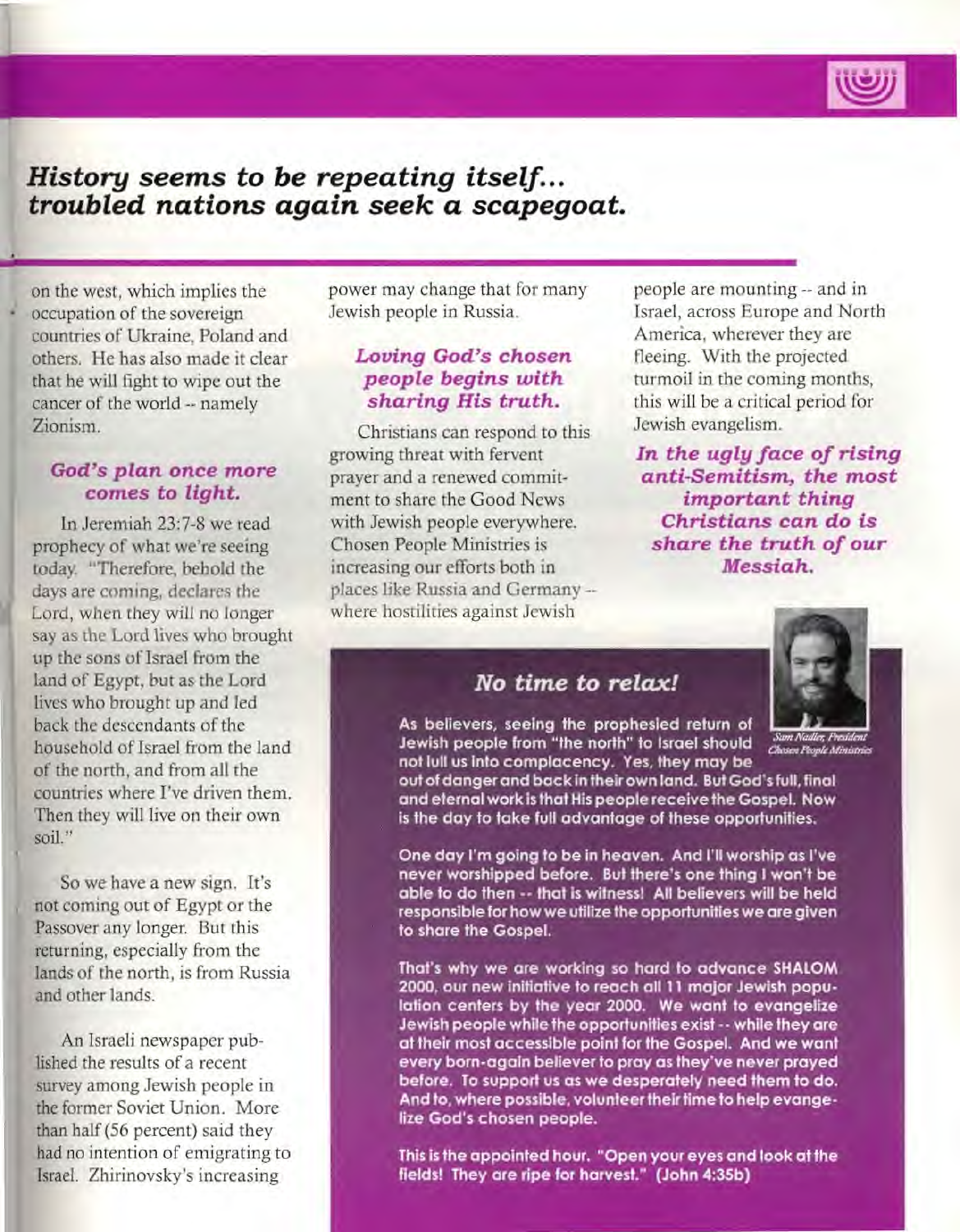## *History seems to be repeating itself... troubled nations again seek a scapegoat.*

on the west, which implies the occupation of the sovereign countries of Ukraine, Poland and others. He has also made it clear that he will fight to wipe out the cancer of the world -- namely Zionism.

### *God's plan once more comes to light.*

In Jeremiah 23:7-8 we read prophecy of what we're seeing today. "Therefore, behold the days are coming, declares the Lord, when they will no longer say as the Lord lives who brought up the sons of Israel from the land of Egypt, but as the Lord lives who brought up and led back the descendants of the household of Israel from the land of the north, and from all the countries where I've driven them. Then they will live on their own soil."

So we have a new sign. It's not coming out of Egypt or the Passover any longer. But this returning, especially from the lands of the north, is from Russia and other lands.

An Israeli newspaper published the results of a recent survey among Jewish people in the former Soviet Union. More than half (56 percent) said they had no intention of emigrating to Israel. Zhirinovsky's increasing power may change that for many Jewish people in Russia.

### *Loving God's chosen people begins with sharing His truth.*

Christians can respond to this growing threat with fervent prayer and a renewed commitment to share the Good News with Jewish people everywhere. Chosen People Ministries is increasing our efforts both in places like Russia and Germany -- where hostilities against Jewish people are mounting -- and in Israel, across Europe and North America, wherever they are fleeing. With the projected turmoil in the coming months, this will be a critical period for Jewish evangelism.

***In the ugly face of rising anti-Semitism, the most important thing Christians can do is share the truth of our Messiah.***

### *No time to relax!*

Sam Nadler, President
Chosen People Ministries

**As believers, seeing the prophesied return of Jewish people from "the north" to Israel should not lull us into complacency. Yes, they may be out of danger and back in their own land. But God's full, final and eternal work is that His people receive the Gospel. Now is the day to take full advantage of these opportunities.**

**One day I'm going to be in heaven. And I'll worship as I've never worshipped before. But there's one thing I won't be able to do then -- that is witness! All believers will be held responsible for how we utilize the opportunities we are given to share the Gospel.**

**That's why we are working so hard to advance SHALOM 2000, our new initiative to reach all 11 major Jewish population centers by the year 2000. We want to evangelize Jewish people while the opportunities exist -- while they are at their most accessible point for the Gospel. And we want every born-again believer to pray as they've never prayed before. To support us as we desperately need them to do. And to, where possible, volunteer their time to help evangelize God's chosen people.**

**This is the appointed hour. "Open your eyes and look at the fields! They are ripe for harvest." (John 4:35b)**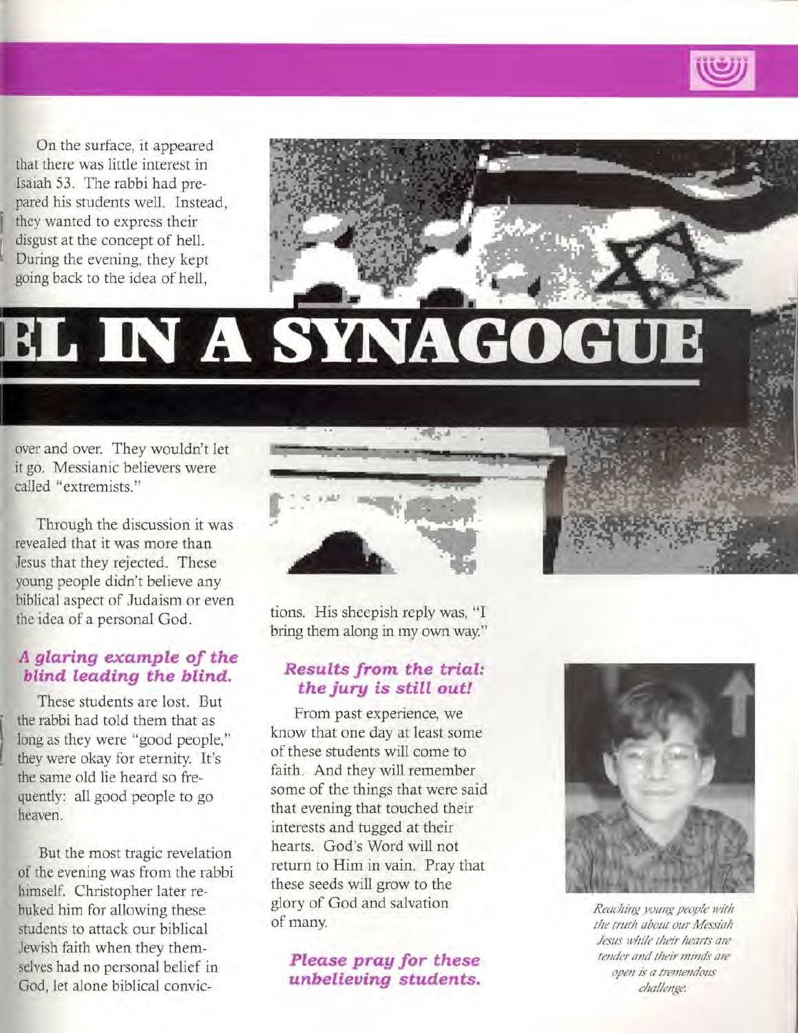# EL IN A SYNAGOGUE

On the surface, it appeared that there was little interest in Isaiah 53. The rabbi had prepared his students well. Instead, they wanted to express their disgust at the concept of hell. During the evening, they kept going back to the idea of hell, over and over. They wouldn't let it go. Messianic believers were called "extremists."

Through the discussion it was revealed that it was more than Jesus that they rejected. These young people didn't believe any biblical aspect of Judaism or even the idea of a personal God.

### *A glaring example of the blind leading the blind.*

These students are lost. But the rabbi had told them that as long as they were "good people," they were okay for eternity. It's the same old lie heard so frequently: all good people to go heaven.

But the most tragic revelation of the evening was from the rabbi himself. Christopher later rebuked him for allowing these students to attack our biblical Jewish faith when they themselves had no personal belief in God, let alone biblical convictions. His sheepish reply was, "I bring them along in my own way."

### *Results from the trial: the jury is still out!*

From past experience, we know that one day at least some of these students will come to faith. And they will remember some of the things that were said that evening that touched their interests and tugged at their hearts. God's Word will not return to Him in vain. Pray that these seeds will grow to the glory of God and salvation of many.

***Please pray for these unbelieving students.***

*Reaching young people with the truth about our Messiah Jesus while their hearts are tender and their minds are open is a tremendous challenge.*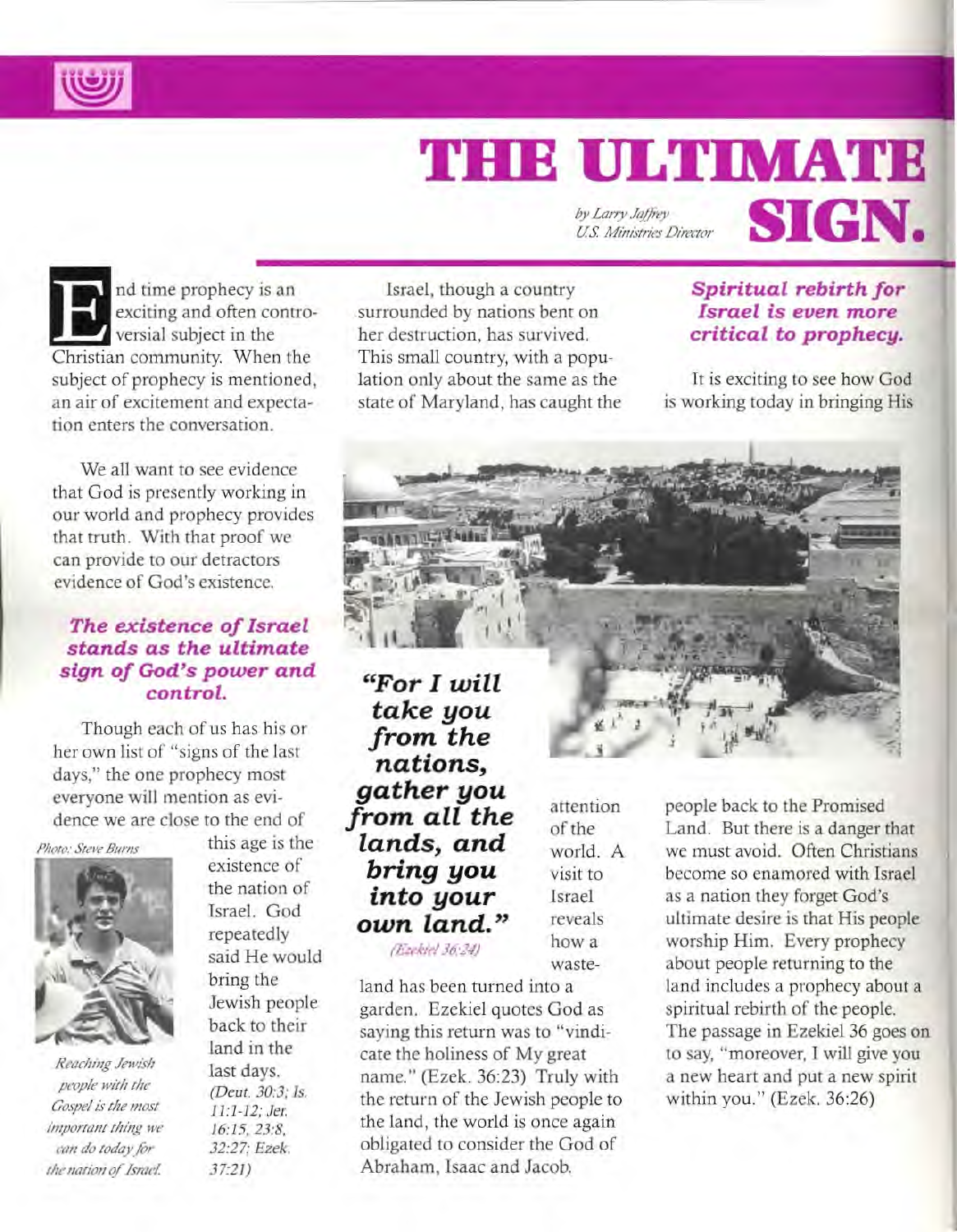# THE ULTIMATE SIGN.

*by Larry Jaffrey*
*U.S. Ministries Director*

End time prophecy is an exciting and often controversial subject in the Christian community. When the subject of prophecy is mentioned, an air of excitement and expectation enters the conversation.

We all want to see evidence that God is presently working in our world and prophecy provides that truth. With that proof we can provide to our detractors evidence of God's existence.

### *The existence of Israel stands as the ultimate sign of God's power and control.*

Though each of us has his or her own list of "signs of the last days," the one prophecy most everyone will mention as evidence we are close to the end of this age is the existence of the nation of Israel. God repeatedly said He would bring the Jewish people back to their land in the last days. *(Deut. 30:3; Is. 11:1-12; Jer. 16:15, 23:8, 32:27; Ezek. 37:21)*

*Photo: Steve Burns*

*Reaching Jewish people with the Gospel is the most important thing we can do today for the nation of Israel.*

Israel, though a country surrounded by nations bent on her destruction, has survived. This small country, with a population only about the same as the state of Maryland, has caught the attention of the world. A visit to Israel reveals how a wasteland has been turned into a garden. Ezekiel quotes God as saying this return was to "vindicate the holiness of My great name." (Ezek. 36:23) Truly with the return of the Jewish people to the land, the world is once again obligated to consider the God of Abraham, Isaac and Jacob.

> ***"For I will take you from the nations, gather you from all the lands, and bring you into your own land."***
> *(Ezekiel 36:24)*

### *Spiritual rebirth for Israel is even more critical to prophecy.*

It is exciting to see how God is working today in bringing His people back to the Promised Land. But there is a danger that we must avoid. Often Christians become so enamored with Israel as a nation they forget God's ultimate desire is that His people worship Him. Every prophecy about people returning to the land includes a prophecy about a spiritual rebirth of the people. The passage in Ezekiel 36 goes on to say, "moreover, I will give you a new heart and put a new spirit within you." (Ezek. 36:26)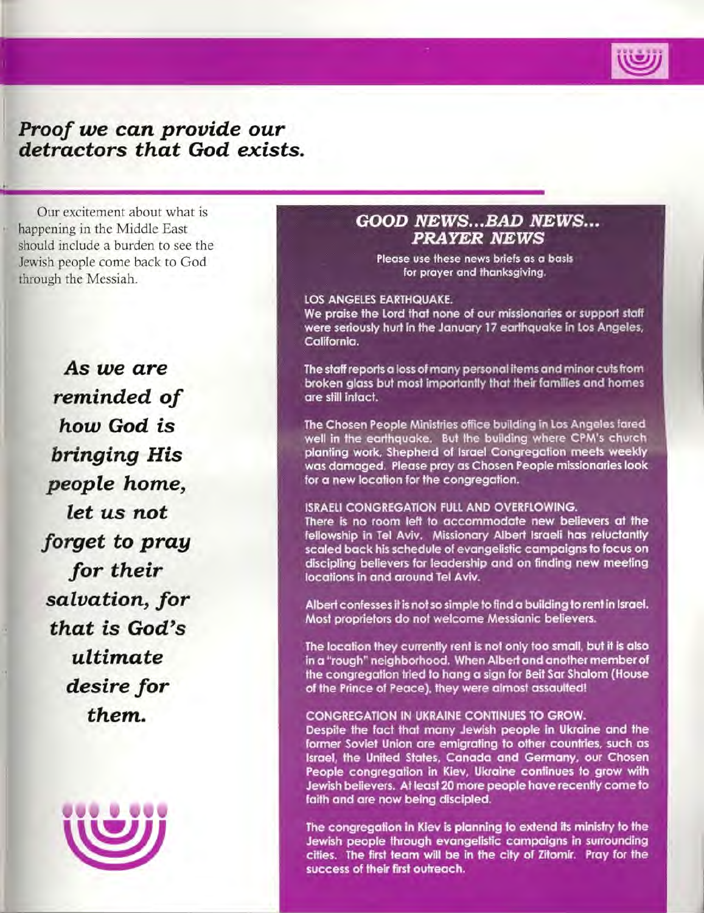## *Proof we can provide our detractors that God exists.*

Our excitement about what is happening in the Middle East should include a burden to see the Jewish people come back to God through the Messiah.

***As we are reminded of how God is bringing His people home, let us not forget to pray for their salvation, for that is God's ultimate desire for them.***

### *GOOD NEWS...BAD NEWS... PRAYER NEWS*

Please use these news briefs as a basis for prayer and thanksgiving.

**LOS ANGELES EARTHQUAKE.**

We praise the Lord that none of our missionaries or support staff were seriously hurt in the January 17 earthquake in Los Angeles, California.

The staff reports a loss of many personal items and minor cuts from broken glass but most importantly that their families and homes are still intact.

The Chosen People Ministries office building in Los Angeles fared well in the earthquake. But the building where CPM's church planting work, Shepherd of Israel Congregation meets weekly was damaged. Please pray as Chosen People missionaries look for a new location for the congregation.

**ISRAELI CONGREGATION FULL AND OVERFLOWING.**

There is no room left to accommodate new believers at the fellowship in Tel Aviv. Missionary Albert Israeli has reluctantly scaled back his schedule of evangelistic campaigns to focus on discipling believers for leadership and on finding new meeting locations in and around Tel Aviv.

Albert confesses it is not so simple to find a building to rent in Israel. Most proprietors do not welcome Messianic believers.

The location they currently rent is not only too small, but it is also in a "rough" neighborhood. When Albert and another member of the congregation tried to hang a sign for Beit Sar Shalom (House of the Prince of Peace), they were almost assaulted!

**CONGREGATION IN UKRAINE CONTINUES TO GROW.**

Despite the fact that many Jewish people in Ukraine and the former Soviet Union are emigrating to other countries, such as Israel, the United States, Canada and Germany, our Chosen People congregation in Kiev, Ukraine continues to grow with Jewish believers. At least 20 more people have recently come to faith and are now being discipled.

The congregation in Kiev is planning to extend its ministry to the Jewish people through evangelistic campaigns in surrounding cities. The first team will be in the city of Zitomir. Pray for the success of their first outreach.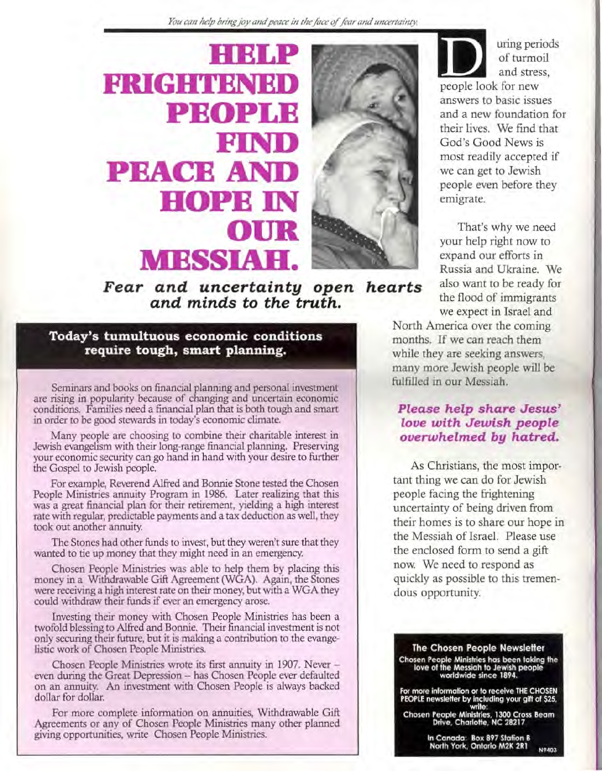*You can help bring joy and peace in the face of fear and uncertainty.*

# HELP FRIGHTENED PEOPLE FIND PEACE AND HOPE IN OUR MESSIAH.

***Fear and uncertainty open hearts and minds to the truth.***

During periods of turmoil and stress, people look for new answers to basic issues and a new foundation for their lives. We find that God's Good News is most readily accepted if we can get to Jewish people even before they emigrate.

That's why we need your help right now to expand our efforts in Russia and Ukraine. We also want to be ready for the flood of immigrants we expect in Israel and North America over the coming months. If we can reach them while they are seeking answers, many more Jewish people will be fulfilled in our Messiah.

### *Please help share Jesus' love with Jewish people overwhelmed by hatred.*

As Christians, the most important thing we can do for Jewish people facing the frightening uncertainty of being driven from their homes is to share our hope in the Messiah of Israel. Please use the enclosed form to send a gift now. We need to respond as quickly as possible to this tremendous opportunity.

## Today's tumultuous economic conditions require tough, smart planning.

Seminars and books on financial planning and personal investment are rising in popularity because of changing and uncertain economic conditions. Families need a financial plan that is both tough and smart in order to be good stewards in today's economic climate.

Many people are choosing to combine their charitable interest in Jewish evangelism with their long-range financial planning. Preserving your economic security can go hand in hand with your desire to further the Gospel to Jewish people.

For example, Reverend Alfred and Bonnie Stone tested the Chosen People Ministries annuity Program in 1986. Later realizing that this was a great financial plan for their retirement, yielding a high interest rate with regular, predictable payments and a tax deduction as well, they took out another annuity.

The Stones had other funds to invest, but they weren't sure that they wanted to tie up money that they might need in an emergency.

Chosen People Ministries was able to help them by placing this money in a Withdrawable Gift Agreement (WGA). Again, the Stones were receiving a high interest rate on their money, but with a WGA they could withdraw their funds if ever an emergency arose.

Investing their money with Chosen People Ministries has been a twofold blessing to Alfred and Bonnie. Their financial investment is not only securing their future, but it is making a contribution to the evangelistic work of Chosen People Ministries.

Chosen People Ministries wrote its first annuity in 1907. Never – even during the Great Depression – has Chosen People ever defaulted on an annuity. An investment with Chosen People is always backed dollar for dollar.

For more complete information on annuities, Withdrawable Gift Agreements or any of Chosen People Ministries many other planned giving opportunities, write Chosen People Ministries.

**The Chosen People Newsletter**

Chosen People Ministries has been taking the love of the Messiah to Jewish people worldwide since 1894.

For more information or to receive THE CHOSEN PEOPLE newsletter by including your gift of $25, write:
Chosen People Ministries, 1300 Cross Beam Drive, Charlotte, NC 28217

In Canada: Box 897 Station B
North York, Ontario M2K 2R1

N9403